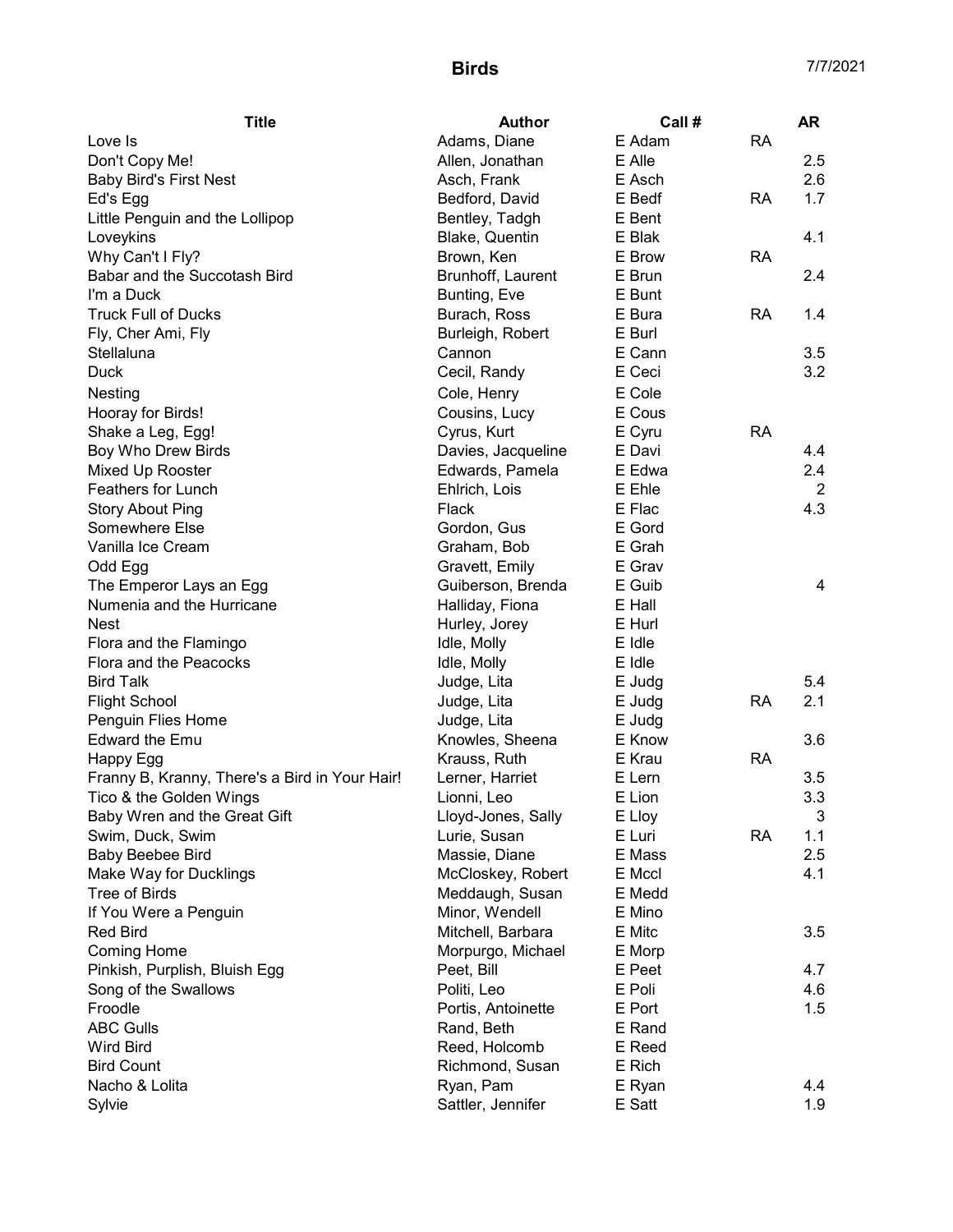# Birds

7/7/2021

| Title | Author | Call # | | AR |
|---|---|---|---|---|
| Love Is | Adams, Diane | E Adam | RA | |
| Don't Copy Me! | Allen, Jonathan | E Alle | | 2.5 |
| Baby Bird's First Nest | Asch, Frank | E Asch | | 2.6 |
| Ed's Egg | Bedford, David | E Bedf | RA | 1.7 |
| Little Penguin and the Lollipop | Bentley, Tadgh | E Bent | | |
| Loveykins | Blake, Quentin | E Blak | | 4.1 |
| Why Can't I Fly? | Brown, Ken | E Brow | RA | |
| Babar and the Succotash Bird | Brunhoff, Laurent | E Brun | | 2.4 |
| I'm a Duck | Bunting, Eve | E Bunt | | |
| Truck Full of Ducks | Burach, Ross | E Bura | RA | 1.4 |
| Fly, Cher Ami, Fly | Burleigh, Robert | E Burl | | |
| Stellaluna | Cannon | E Cann | | 3.5 |
| Duck | Cecil, Randy | E Ceci | | 3.2 |
| Nesting | Cole, Henry | E Cole | | |
| Hooray for Birds! | Cousins, Lucy | E Cous | | |
| Shake a Leg, Egg! | Cyrus, Kurt | E Cyru | RA | |
| Boy Who Drew Birds | Davies, Jacqueline | E Davi | | 4.4 |
| Mixed Up Rooster | Edwards, Pamela | E Edwa | | 2.4 |
| Feathers for Lunch | Ehlrich, Lois | E Ehle | | 2 |
| Story About Ping | Flack | E Flac | | 4.3 |
| Somewhere Else | Gordon, Gus | E Gord | | |
| Vanilla Ice Cream | Graham, Bob | E Grah | | |
| Odd Egg | Gravett, Emily | E Grav | | |
| The Emperor Lays an Egg | Guiberson, Brenda | E Guib | | 4 |
| Numenia and the Hurricane | Halliday, Fiona | E Hall | | |
| Nest | Hurley, Jorey | E Hurl | | |
| Flora and the Flamingo | Idle, Molly | E Idle | | |
| Flora and the Peacocks | Idle, Molly | E Idle | | |
| Bird Talk | Judge, Lita | E Judg | | 5.4 |
| Flight School | Judge, Lita | E Judg | RA | 2.1 |
| Penguin Flies Home | Judge, Lita | E Judg | | |
| Edward the Emu | Knowles, Sheena | E Know | | 3.6 |
| Happy Egg | Krauss, Ruth | E Krau | RA | |
| Franny B, Kranny, There's a Bird in Your Hair! | Lerner, Harriet | E Lern | | 3.5 |
| Tico & the Golden Wings | Lionni, Leo | E Lion | | 3.3 |
| Baby Wren and the Great Gift | Lloyd-Jones, Sally | E Lloy | | 3 |
| Swim, Duck, Swim | Lurie, Susan | E Luri | RA | 1.1 |
| Baby Beebee Bird | Massie, Diane | E Mass | | 2.5 |
| Make Way for Ducklings | McCloskey, Robert | E Mccl | | 4.1 |
| Tree of Birds | Meddaugh, Susan | E Medd | | |
| If You Were a Penguin | Minor, Wendell | E Mino | | |
| Red Bird | Mitchell, Barbara | E Mitc | | 3.5 |
| Coming Home | Morpurgo, Michael | E Morp | | |
| Pinkish, Purplish, Bluish Egg | Peet, Bill | E Peet | | 4.7 |
| Song of the Swallows | Politi, Leo | E Poli | | 4.6 |
| Froodle | Portis, Antoinette | E Port | | 1.5 |
| ABC Gulls | Rand, Beth | E Rand | | |
| Wird Bird | Reed, Holcomb | E Reed | | |
| Bird Count | Richmond, Susan | E Rich | | |
| Nacho & Lolita | Ryan, Pam | E Ryan | | 4.4 |
| Sylvie | Sattler, Jennifer | E Satt | | 1.9 |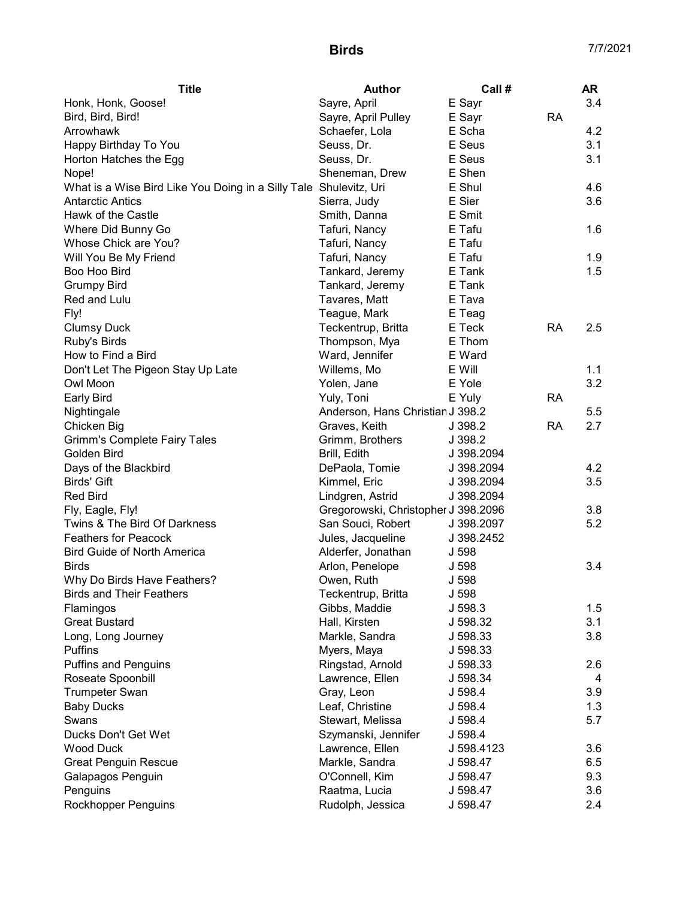# Birds

7/7/2021

| Title | Author | Call # | | AR |
|---|---|---|---|---|
| Honk, Honk, Goose! | Sayre, April | E Sayr | | 3.4 |
| Bird, Bird, Bird! | Sayre, April Pulley | E Sayr | RA | |
| Arrowhawk | Schaefer, Lola | E Scha | | 4.2 |
| Happy Birthday To You | Seuss, Dr. | E Seus | | 3.1 |
| Horton Hatches the Egg | Seuss, Dr. | E Seus | | 3.1 |
| Nope! | Sheneman, Drew | E Shen | | |
| What is a Wise Bird Like You Doing in a Silly Tale | Shulevitz, Uri | E Shul | | 4.6 |
| Antarctic Antics | Sierra, Judy | E Sier | | 3.6 |
| Hawk of the Castle | Smith, Danna | E Smit | | |
| Where Did Bunny Go | Tafuri, Nancy | E Tafu | | 1.6 |
| Whose Chick are You? | Tafuri, Nancy | E Tafu | | |
| Will You Be My Friend | Tafuri, Nancy | E Tafu | | 1.9 |
| Boo Hoo Bird | Tankard, Jeremy | E Tank | | 1.5 |
| Grumpy Bird | Tankard, Jeremy | E Tank | | |
| Red and Lulu | Tavares, Matt | E Tava | | |
| Fly! | Teague, Mark | E Teag | | |
| Clumsy Duck | Teckentrup, Britta | E Teck | RA | 2.5 |
| Ruby's Birds | Thompson, Mya | E Thom | | |
| How to Find a Bird | Ward, Jennifer | E Ward | | |
| Don't Let The Pigeon Stay Up Late | Willems, Mo | E Will | | 1.1 |
| Owl Moon | Yolen, Jane | E Yole | | 3.2 |
| Early Bird | Yuly, Toni | E Yuly | RA | |
| Nightingale | Anderson, Hans Christian | J 398.2 | | 5.5 |
| Chicken Big | Graves, Keith | J 398.2 | RA | 2.7 |
| Grimm's Complete Fairy Tales | Grimm, Brothers | J 398.2 | | |
| Golden Bird | Brill, Edith | J 398.2094 | | |
| Days of the Blackbird | DePaola, Tomie | J 398.2094 | | 4.2 |
| Birds' Gift | Kimmel, Eric | J 398.2094 | | 3.5 |
| Red Bird | Lindgren, Astrid | J 398.2094 | | |
| Fly, Eagle, Fly! | Gregorowski, Christopher | J 398.2096 | | 3.8 |
| Twins & The Bird Of Darkness | San Souci, Robert | J 398.2097 | | 5.2 |
| Feathers for Peacock | Jules, Jacqueline | J 398.2452 | | |
| Bird Guide of North America | Alderfer, Jonathan | J 598 | | |
| Birds | Arlon, Penelope | J 598 | | 3.4 |
| Why Do Birds Have Feathers? | Owen, Ruth | J 598 | | |
| Birds and Their Feathers | Teckentrup, Britta | J 598 | | |
| Flamingos | Gibbs, Maddie | J 598.3 | | 1.5 |
| Great Bustard | Hall, Kirsten | J 598.32 | | 3.1 |
| Long, Long Journey | Markle, Sandra | J 598.33 | | 3.8 |
| Puffins | Myers, Maya | J 598.33 | | |
| Puffins and Penguins | Ringstad, Arnold | J 598.33 | | 2.6 |
| Roseate Spoonbill | Lawrence, Ellen | J 598.34 | | 4 |
| Trumpeter Swan | Gray, Leon | J 598.4 | | 3.9 |
| Baby Ducks | Leaf, Christine | J 598.4 | | 1.3 |
| Swans | Stewart, Melissa | J 598.4 | | 5.7 |
| Ducks Don't Get Wet | Szymanski, Jennifer | J 598.4 | | |
| Wood Duck | Lawrence, Ellen | J 598.4123 | | 3.6 |
| Great Penguin Rescue | Markle, Sandra | J 598.47 | | 6.5 |
| Galapagos Penguin | O'Connell, Kim | J 598.47 | | 9.3 |
| Penguins | Raatma, Lucia | J 598.47 | | 3.6 |
| Rockhopper Penguins | Rudolph, Jessica | J 598.47 | | 2.4 |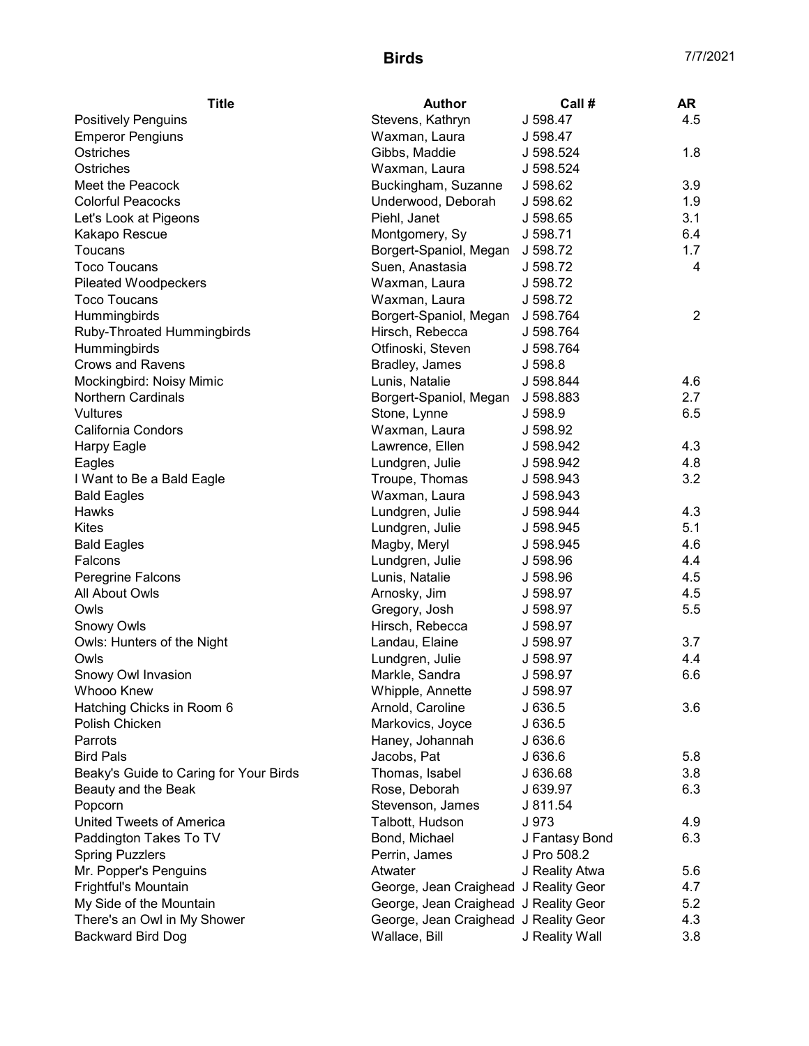# Birds

7/7/2021

| Title | Author | Call # | AR |
|---|---|---|---|
| Positively Penguins | Stevens, Kathryn | J 598.47 | 4.5 |
| Emperor Pengiuns | Waxman, Laura | J 598.47 | |
| Ostriches | Gibbs, Maddie | J 598.524 | 1.8 |
| Ostriches | Waxman, Laura | J 598.524 | |
| Meet the Peacock | Buckingham, Suzanne | J 598.62 | 3.9 |
| Colorful Peacocks | Underwood, Deborah | J 598.62 | 1.9 |
| Let's Look at Pigeons | Piehl, Janet | J 598.65 | 3.1 |
| Kakapo Rescue | Montgomery, Sy | J 598.71 | 6.4 |
| Toucans | Borgert-Spaniol, Megan | J 598.72 | 1.7 |
| Toco Toucans | Suen, Anastasia | J 598.72 | 4 |
| Pileated Woodpeckers | Waxman, Laura | J 598.72 | |
| Toco Toucans | Waxman, Laura | J 598.72 | |
| Hummingbirds | Borgert-Spaniol, Megan | J 598.764 | 2 |
| Ruby-Throated Hummingbirds | Hirsch, Rebecca | J 598.764 | |
| Hummingbirds | Otfinoski, Steven | J 598.764 | |
| Crows and Ravens | Bradley, James | J 598.8 | |
| Mockingbird: Noisy Mimic | Lunis, Natalie | J 598.844 | 4.6 |
| Northern Cardinals | Borgert-Spaniol, Megan | J 598.883 | 2.7 |
| Vultures | Stone, Lynne | J 598.9 | 6.5 |
| California Condors | Waxman, Laura | J 598.92 | |
| Harpy Eagle | Lawrence, Ellen | J 598.942 | 4.3 |
| Eagles | Lundgren, Julie | J 598.942 | 4.8 |
| I Want to Be a Bald Eagle | Troupe, Thomas | J 598.943 | 3.2 |
| Bald Eagles | Waxman, Laura | J 598.943 | |
| Hawks | Lundgren, Julie | J 598.944 | 4.3 |
| Kites | Lundgren, Julie | J 598.945 | 5.1 |
| Bald Eagles | Magby, Meryl | J 598.945 | 4.6 |
| Falcons | Lundgren, Julie | J 598.96 | 4.4 |
| Peregrine Falcons | Lunis, Natalie | J 598.96 | 4.5 |
| All About Owls | Arnosky, Jim | J 598.97 | 4.5 |
| Owls | Gregory, Josh | J 598.97 | 5.5 |
| Snowy Owls | Hirsch, Rebecca | J 598.97 | |
| Owls: Hunters of the Night | Landau, Elaine | J 598.97 | 3.7 |
| Owls | Lundgren, Julie | J 598.97 | 4.4 |
| Snowy Owl Invasion | Markle, Sandra | J 598.97 | 6.6 |
| Whooo Knew | Whipple, Annette | J 598.97 | |
| Hatching Chicks in Room 6 | Arnold, Caroline | J 636.5 | 3.6 |
| Polish Chicken | Markovics, Joyce | J 636.5 | |
| Parrots | Haney, Johannah | J 636.6 | |
| Bird Pals | Jacobs, Pat | J 636.6 | 5.8 |
| Beaky's Guide to Caring for Your Birds | Thomas, Isabel | J 636.68 | 3.8 |
| Beauty and the Beak | Rose, Deborah | J 639.97 | 6.3 |
| Popcorn | Stevenson, James | J 811.54 | |
| United Tweets of America | Talbott, Hudson | J 973 | 4.9 |
| Paddington Takes To TV | Bond, Michael | J Fantasy Bond | 6.3 |
| Spring Puzzlers | Perrin, James | J Pro 508.2 | |
| Mr. Popper's Penguins | Atwater | J Reality Atwa | 5.6 |
| Frightful's Mountain | George, Jean Craighead | J Reality Geor | 4.7 |
| My Side of the Mountain | George, Jean Craighead | J Reality Geor | 5.2 |
| There's an Owl in My Shower | George, Jean Craighead | J Reality Geor | 4.3 |
| Backward Bird Dog | Wallace, Bill | J Reality Wall | 3.8 |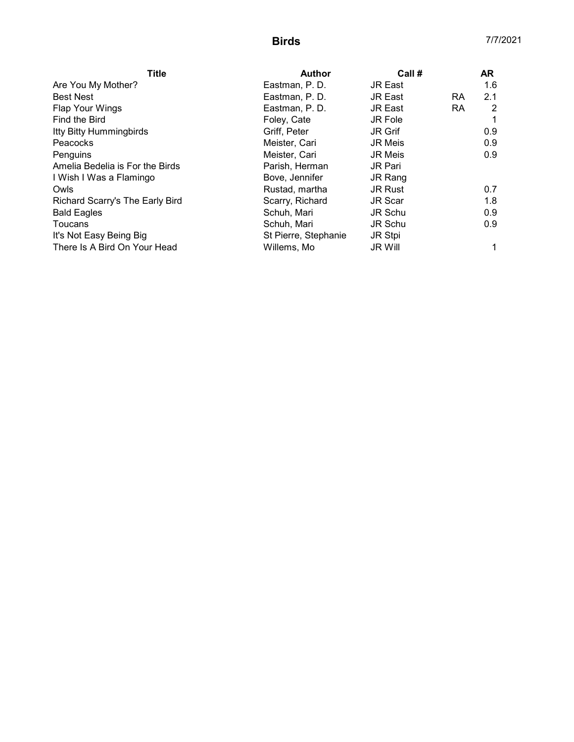# Birds

7/7/2021

| Title | Author | Call # | | AR |
|---|---|---|---|---|
| Are You My Mother? | Eastman, P. D. | JR East | | 1.6 |
| Best Nest | Eastman, P. D. | JR East | RA | 2.1 |
| Flap Your Wings | Eastman, P. D. | JR East | RA | 2 |
| Find the Bird | Foley, Cate | JR Fole | | 1 |
| Itty Bitty Hummingbirds | Griff, Peter | JR Grif | | 0.9 |
| Peacocks | Meister, Cari | JR Meis | | 0.9 |
| Penguins | Meister, Cari | JR Meis | | 0.9 |
| Amelia Bedelia is For the Birds | Parish, Herman | JR Pari | | |
| I Wish I Was a Flamingo | Bove, Jennifer | JR Rang | | |
| Owls | Rustad, martha | JR Rust | | 0.7 |
| Richard Scarry's The Early Bird | Scarry, Richard | JR Scar | | 1.8 |
| Bald Eagles | Schuh, Mari | JR Schu | | 0.9 |
| Toucans | Schuh, Mari | JR Schu | | 0.9 |
| It's Not Easy Being Big | St Pierre, Stephanie | JR Stpi | | |
| There Is A Bird On Your Head | Willems, Mo | JR Will | | 1 |